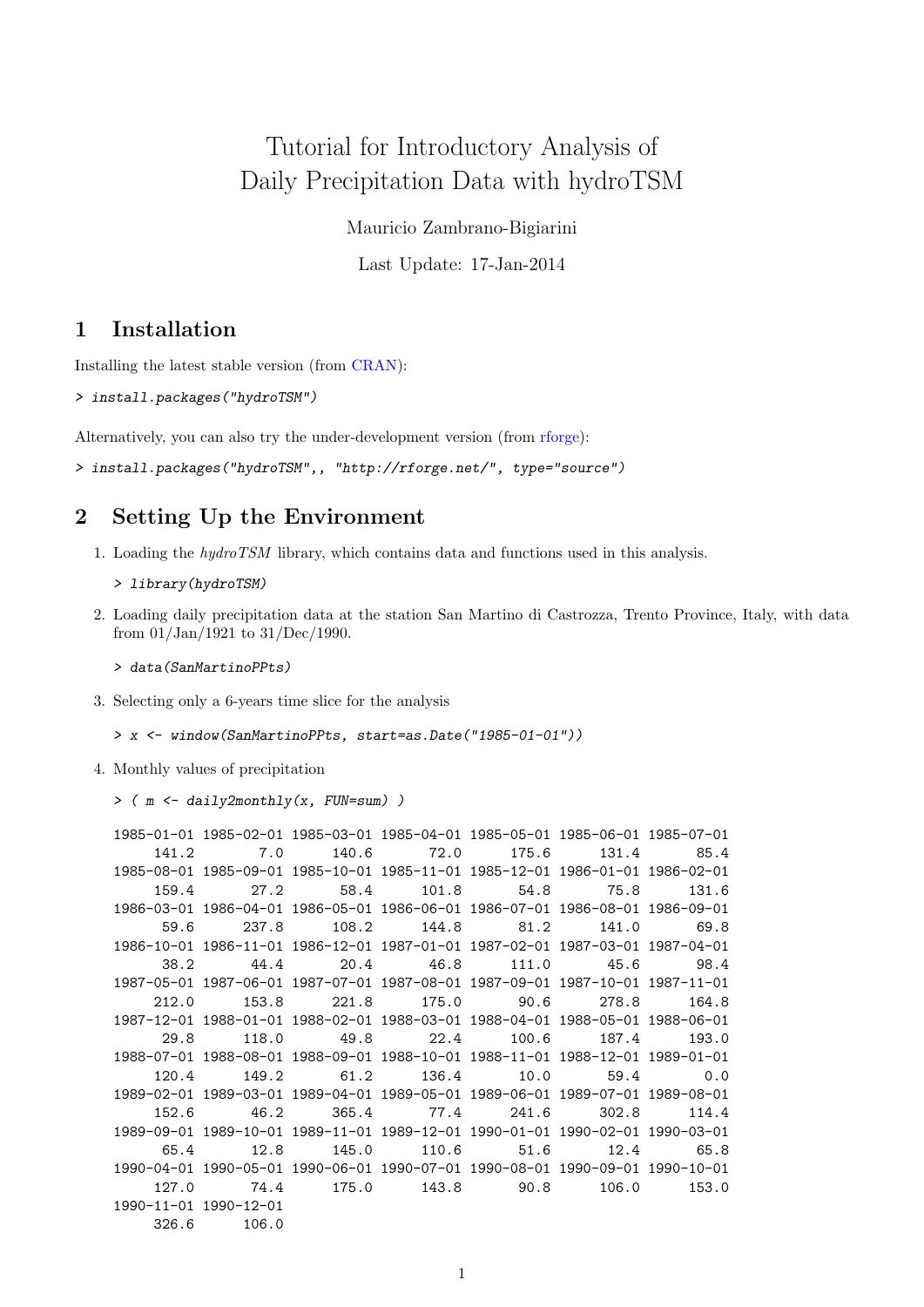# Tutorial for Introductory Analysis of Daily Precipitation Data with hydroTSM

Mauricio Zambrano-Bigiarini

Last Update: 17-Jan-2014

## 1 Installation

Installing the latest stable version (from CRAN):

```
> install.packages("hydroTSM")
```

Alternatively, you can also try the under-development version (from rforge):

```
> install.packages("hydroTSM",, "http://rforge.net/", type="source")
```

## 2 Setting Up the Environment

1. Loading the *hydroTSM* library, which contains data and functions used in this analysis.

   ```
   > library(hydroTSM)
   ```

2. Loading daily precipitation data at the station San Martino di Castrozza, Trento Province, Italy, with data from 01/Jan/1921 to 31/Dec/1990.

   ```
   > data(SanMartinoPPts)
   ```

3. Selecting only a 6-years time slice for the analysis

   ```
   > x <- window(SanMartinoPPts, start=as.Date("1985-01-01"))
   ```

4. Monthly values of precipitation

   ```
   > ( m <- daily2monthly(x, FUN=sum) )
   ```

   ```
   1985-01-01 1985-02-01 1985-03-01 1985-04-01 1985-05-01 1985-06-01 1985-07-01
        141.2        7.0      140.6       72.0      175.6      131.4       85.4
   1985-08-01 1985-09-01 1985-10-01 1985-11-01 1985-12-01 1986-01-01 1986-02-01
        159.4       27.2       58.4      101.8       54.8       75.8      131.6
   1986-03-01 1986-04-01 1986-05-01 1986-06-01 1986-07-01 1986-08-01 1986-09-01
         59.6      237.8      108.2      144.8       81.2      141.0       69.8
   1986-10-01 1986-11-01 1986-12-01 1987-01-01 1987-02-01 1987-03-01 1987-04-01
         38.2       44.4       20.4       46.8      111.0       45.6       98.4
   1987-05-01 1987-06-01 1987-07-01 1987-08-01 1987-09-01 1987-10-01 1987-11-01
        212.0      153.8      221.8      175.0       90.6      278.8      164.8
   1987-12-01 1988-01-01 1988-02-01 1988-03-01 1988-04-01 1988-05-01 1988-06-01
         29.8      118.0       49.8       22.4      100.6      187.4      193.0
   1988-07-01 1988-08-01 1988-09-01 1988-10-01 1988-11-01 1988-12-01 1989-01-01
        120.4      149.2       61.2      136.4       10.0       59.4        0.0
   1989-02-01 1989-03-01 1989-04-01 1989-05-01 1989-06-01 1989-07-01 1989-08-01
        152.6       46.2      365.4       77.4      241.6      302.8      114.4
   1989-09-01 1989-10-01 1989-11-01 1989-12-01 1990-01-01 1990-02-01 1990-03-01
         65.4       12.8      145.0      110.6       51.6       12.4       65.8
   1990-04-01 1990-05-01 1990-06-01 1990-07-01 1990-08-01 1990-09-01 1990-10-01
        127.0       74.4      175.0      143.8       90.8      106.0      153.0
   1990-11-01 1990-12-01
        326.6      106.0
   ```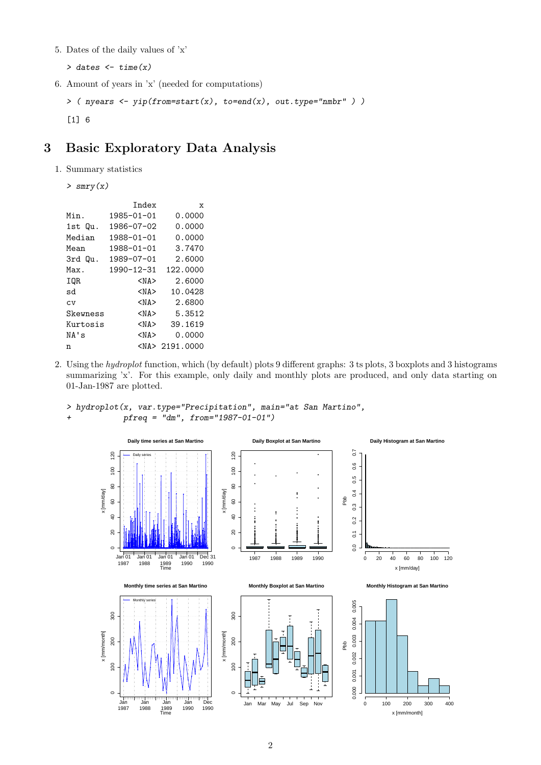5. Dates of the daily values of 'x'

```
> dates <- time(x)
```

6. Amount of years in 'x' (needed for computations)

```
> ( nyears <- yip(from=start(x), to=end(x), out.type="nmbr" ) )
[1] 6
```

# 3 Basic Exploratory Data Analysis

1. Summary statistics

```
> smry(x)
```

```
              Index         x
Min.     1985-01-01    0.0000
1st Qu.  1986-07-02    0.0000
Median   1988-01-01    0.0000
Mean     1988-01-01    3.7470
3rd Qu.  1989-07-01    2.6000
Max.     1990-12-31  122.0000
IQR            <NA>    2.6000
sd             <NA>   10.0428
cv             <NA>    2.6800
Skewness       <NA>    5.3512
Kurtosis       <NA>   39.1619
NA's           <NA>    0.0000
n              <NA> 2191.0000
```

2. Using the *hydroplot* function, which (by default) plots 9 different graphs: 3 ts plots, 3 boxplots and 3 histograms summarizing 'x'. For this example, only daily and monthly plots are produced, and only data starting on 01-Jan-1987 are plotted.

```
> hydroplot(x, var.type="Precipitation", main="at San Martino",
+           pfreq = "dm", from="1987-01-01")
```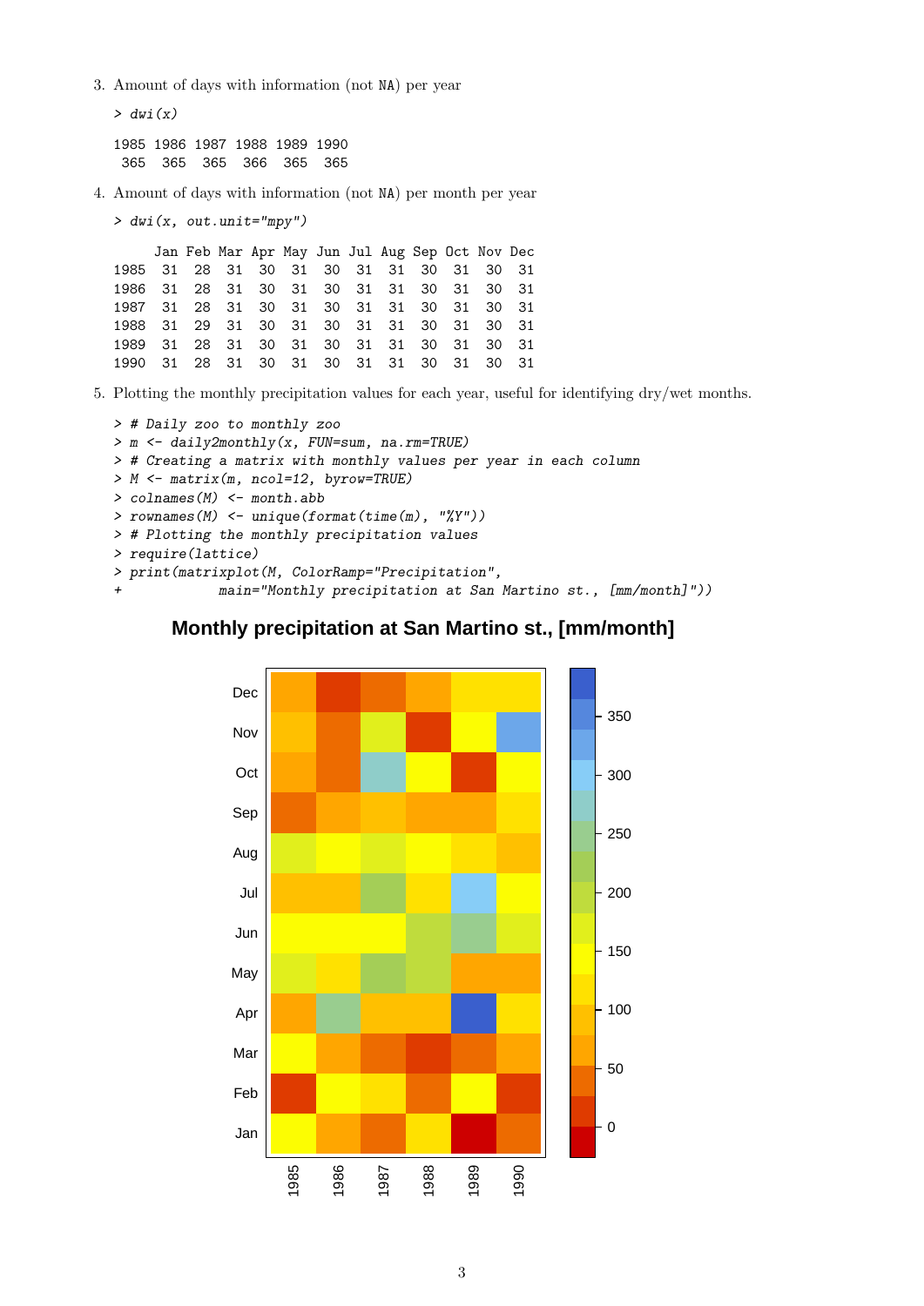3. Amount of days with information (not NA) per year

```
> dwi(x)

1985 1986 1987 1988 1989 1990
 365  365  365  366  365  365
```

4. Amount of days with information (not NA) per month per year

```
> dwi(x, out.unit="mpy")

     Jan Feb Mar Apr May Jun Jul Aug Sep Oct Nov Dec
1985  31  28  31  30  31  30  31  31  30  31  30  31
1986  31  28  31  30  31  30  31  31  30  31  30  31
1987  31  28  31  30  31  30  31  31  30  31  30  31
1988  31  29  31  30  31  30  31  31  30  31  30  31
1989  31  28  31  30  31  30  31  31  30  31  30  31
1990  31  28  31  30  31  30  31  31  30  31  30  31
```

5. Plotting the monthly precipitation values for each year, useful for identifying dry/wet months.

```
> # Daily zoo to monthly zoo
> m <- daily2monthly(x, FUN=sum, na.rm=TRUE)
> # Creating a matrix with monthly values per year in each column
> M <- matrix(m, ncol=12, byrow=TRUE)
> colnames(M) <- month.abb
> rownames(M) <- unique(format(time(m), "%Y"))
> # Plotting the monthly precipitation values
> require(lattice)
> print(matrixplot(M, ColorRamp="Precipitation",
+             main="Monthly precipitation at San Martino st., [mm/month]"))
```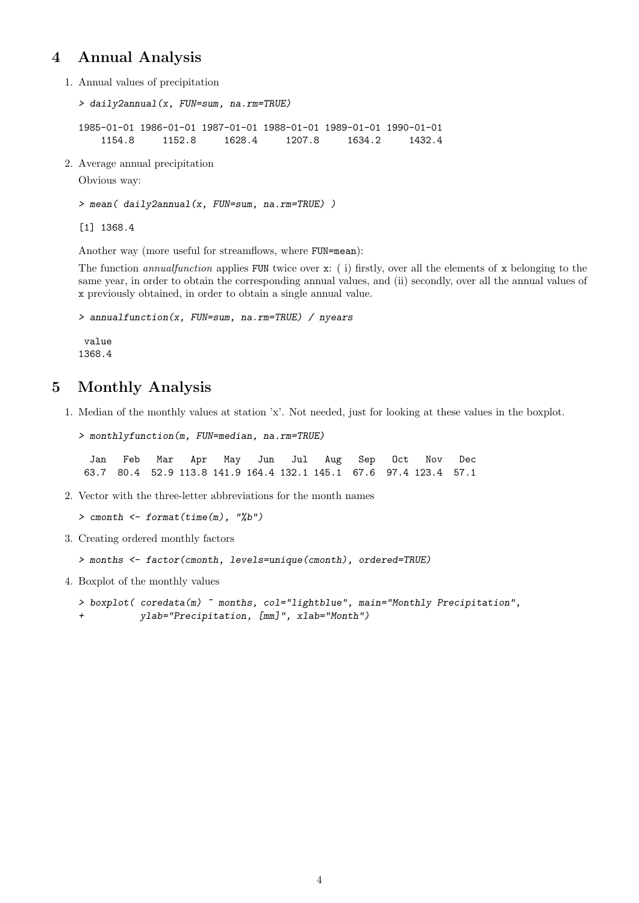## 4 Annual Analysis

1. Annual values of precipitation

```
> daily2annual(x, FUN=sum, na.rm=TRUE)

1985-01-01 1986-01-01 1987-01-01 1988-01-01 1989-01-01 1990-01-01 
    1154.8     1152.8     1628.4     1207.8     1634.2     1432.4 
```

2. Average annual precipitation

   Obvious way:

```
> mean( daily2annual(x, FUN=sum, na.rm=TRUE) )

[1] 1368.4
```

   Another way (more useful for streamflows, where `FUN=mean`):

   The function *annualfunction* applies `FUN` twice over `x`: ( i) firstly, over all the elements of `x` belonging to the same year, in order to obtain the corresponding annual values, and (ii) secondly, over all the annual values of `x` previously obtained, in order to obtain a single annual value.

```
> annualfunction(x, FUN=sum, na.rm=TRUE) / nyears

 value 
1368.4 
```

## 5 Monthly Analysis

1. Median of the monthly values at station 'x'. Not needed, just for looking at these values in the boxplot.

```
> monthlyfunction(m, FUN=median, na.rm=TRUE)

  Jan   Feb   Mar   Apr   May   Jun   Jul   Aug   Sep   Oct   Nov   Dec 
 63.7  80.4  52.9 113.8 141.9 164.4 132.1 145.1  67.6  97.4 123.4  57.1 
```

2. Vector with the three-letter abbreviations for the month names

```
> cmonth <- format(time(m), "%b")
```

3. Creating ordered monthly factors

```
> months <- factor(cmonth, levels=unique(cmonth), ordered=TRUE)
```

4. Boxplot of the monthly values

```
> boxplot( coredata(m) ~ months, col="lightblue", main="Monthly Precipitation",
+          ylab="Precipitation, [mm]", xlab="Month")
```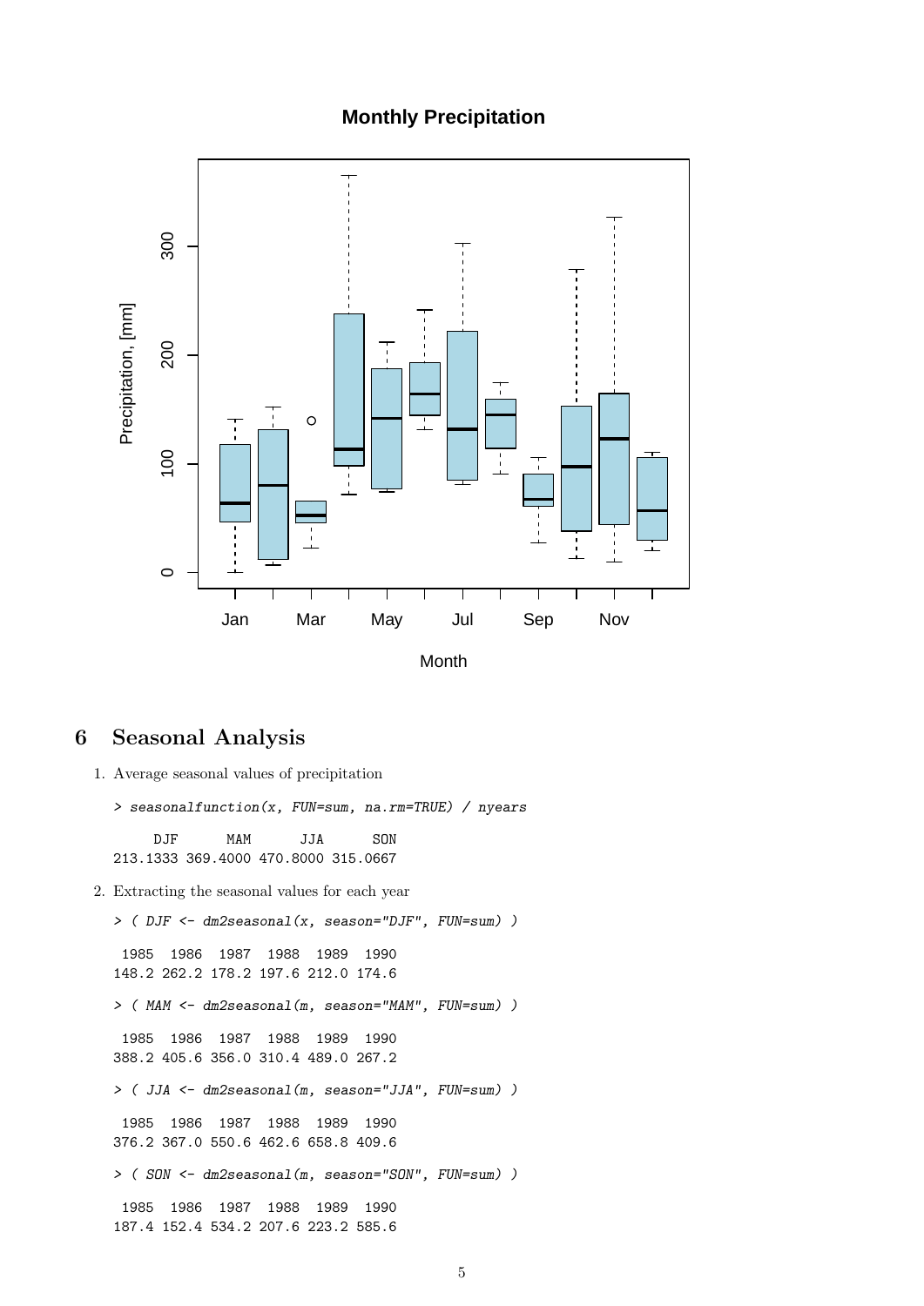## 6 Seasonal Analysis

1. Average seasonal values of precipitation

```
> seasonalfunction(x, FUN=sum, na.rm=TRUE) / nyears

     DJF      MAM      JJA      SON
213.1333 369.4000 470.8000 315.0667
```

2. Extracting the seasonal values for each year

```
> ( DJF <- dm2seasonal(x, season="DJF", FUN=sum) )

 1985  1986  1987  1988  1989  1990
148.2 262.2 178.2 197.6 212.0 174.6

> ( MAM <- dm2seasonal(m, season="MAM", FUN=sum) )

 1985  1986  1987  1988  1989  1990
388.2 405.6 356.0 310.4 489.0 267.2

> ( JJA <- dm2seasonal(m, season="JJA", FUN=sum) )

 1985  1986  1987  1988  1989  1990
376.2 367.0 550.6 462.6 658.8 409.6

> ( SON <- dm2seasonal(m, season="SON", FUN=sum) )

 1985  1986  1987  1988  1989  1990
187.4 152.4 534.2 207.6 223.2 585.6
```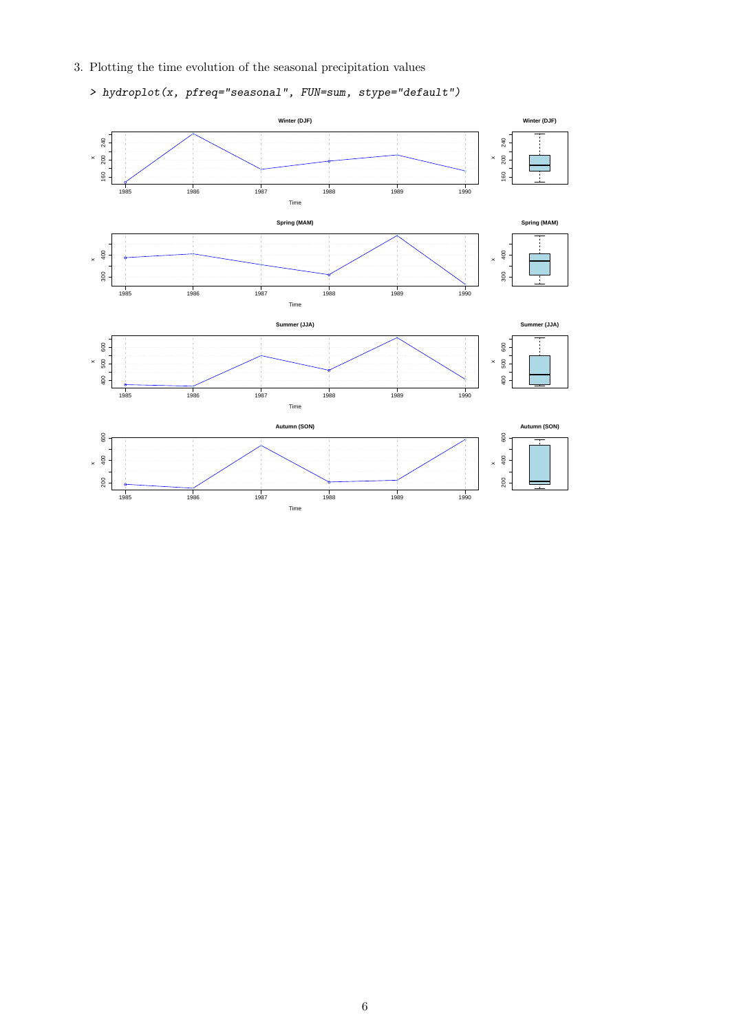3. Plotting the time evolution of the seasonal precipitation values

```
> hydroplot(x, pfreq="seasonal", FUN=sum, stype="default")
```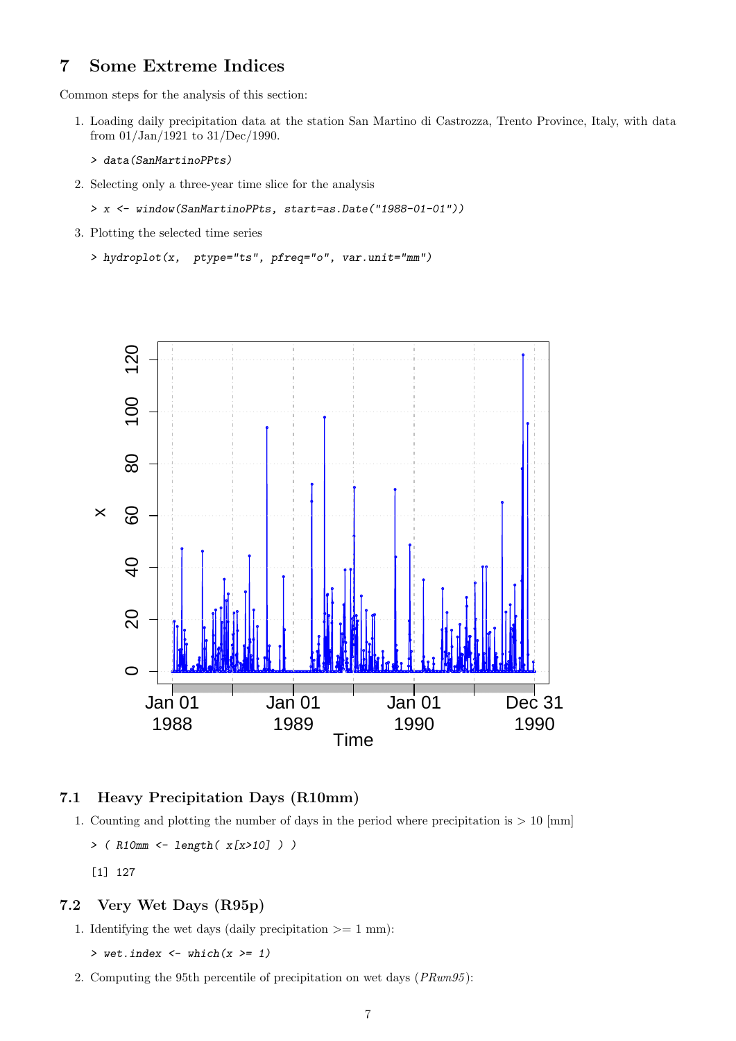## 7 Some Extreme Indices

Common steps for the analysis of this section:

1. Loading daily precipitation data at the station San Martino di Castrozza, Trento Province, Italy, with data from 01/Jan/1921 to 31/Dec/1990.

```
> data(SanMartinoPPts)
```

2. Selecting only a three-year time slice for the analysis

```
> x <- window(SanMartinoPPts, start=as.Date("1988-01-01"))
```

3. Plotting the selected time series

```
> hydroplot(x,  ptype="ts", pfreq="o", var.unit="mm")
```

### 7.1 Heavy Precipitation Days (R10mm)

1. Counting and plotting the number of days in the period where precipitation is > 10 [mm]

```
> ( R10mm <- length( x[x>10] ) )

[1] 127
```

### 7.2 Very Wet Days (R95p)

1. Identifying the wet days (daily precipitation >= 1 mm):

```
> wet.index <- which(x >= 1)
```

2. Computing the 95th percentile of precipitation on wet days (*PRwn95*):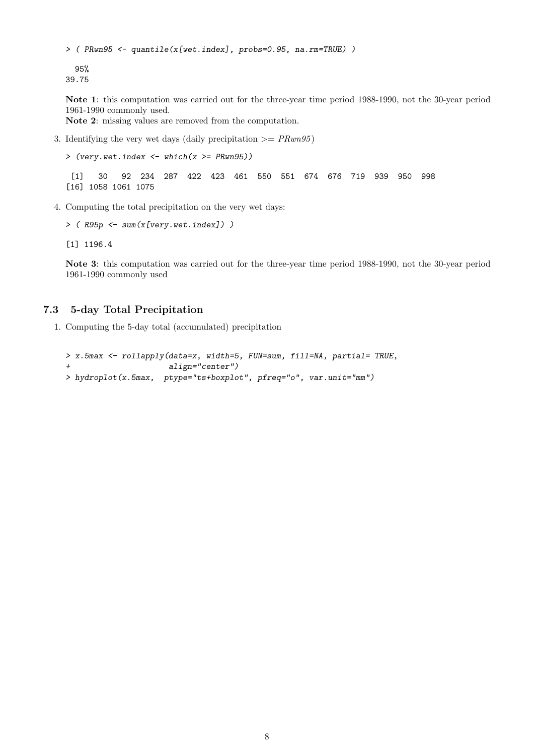```
> ( PRwn95 <- quantile(x[wet.index], probs=0.95, na.rm=TRUE) )

  95%
39.75
```

**Note 1**: this computation was carried out for the three-year time period 1988-1990, not the 30-year period 1961-1990 commonly used.
**Note 2**: missing values are removed from the computation.

3. Identifying the very wet days (daily precipitation >= *PRwn95*)

```
> (very.wet.index <- which(x >= PRwn95))

 [1]   30   92  234  287  422  423  461  550  551  674  676  719  939  950  998
[16] 1058 1061 1075
```

4. Computing the total precipitation on the very wet days:

```
> ( R95p <- sum(x[very.wet.index]) )

[1] 1196.4
```

**Note 3**: this computation was carried out for the three-year time period 1988-1990, not the 30-year period 1961-1990 commonly used

### 7.3 5-day Total Precipitation

1. Computing the 5-day total (accumulated) precipitation

```
> x.5max <- rollapply(data=x, width=5, FUN=sum, fill=NA, partial= TRUE,
+                     align="center")
> hydroplot(x.5max,  ptype="ts+boxplot", pfreq="o", var.unit="mm")
```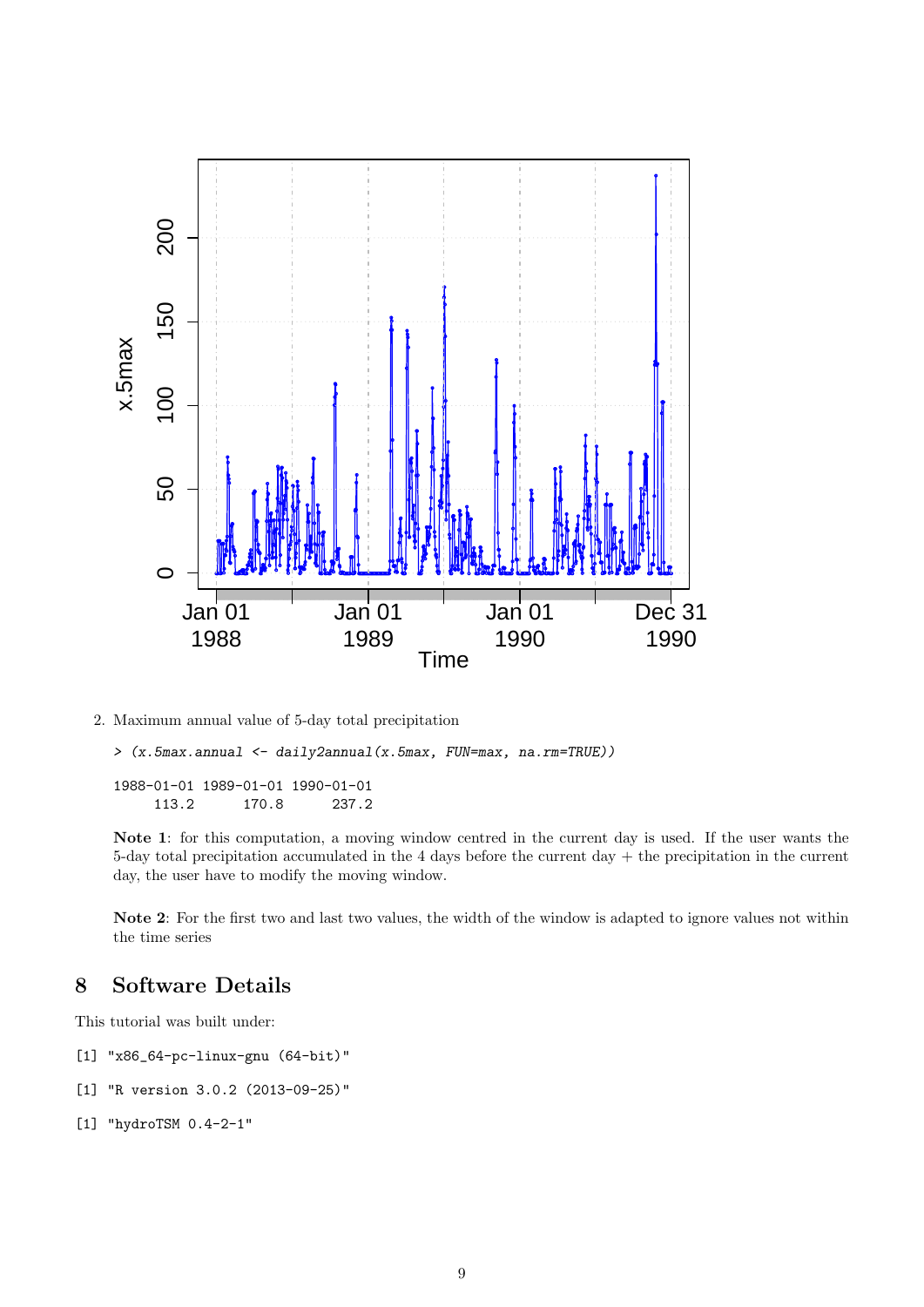2. Maximum annual value of 5-day total precipitation

```
> (x.5max.annual <- daily2annual(x.5max, FUN=max, na.rm=TRUE))

1988-01-01 1989-01-01 1990-01-01
     113.2      170.8      237.2
```

**Note 1**: for this computation, a moving window centred in the current day is used. If the user wants the 5-day total precipitation accumulated in the 4 days before the current day + the precipitation in the current day, the user have to modify the moving window.

**Note 2**: For the first two and last two values, the width of the window is adapted to ignore values not within the time series

## 8 Software Details

This tutorial was built under:

```
[1] "x86_64-pc-linux-gnu (64-bit)"
```

```
[1] "R version 3.0.2 (2013-09-25)"
```

```
[1] "hydroTSM 0.4-2-1"
```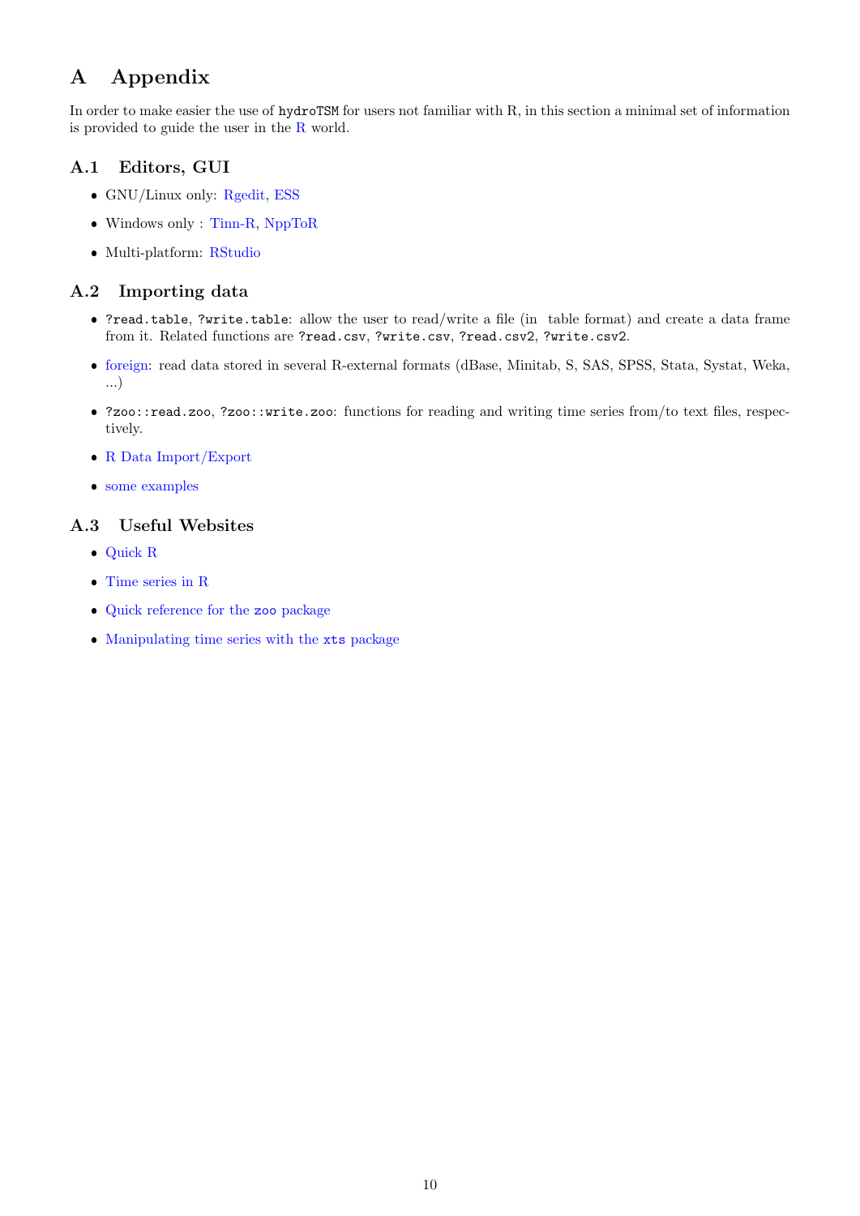# A Appendix

In order to make easier the use of `hydroTSM` for users not familiar with R, in this section a minimal set of information is provided to guide the user in the R world.

## A.1 Editors, GUI

- GNU/Linux only: Rgedit, ESS
- Windows only : Tinn-R, NppToR
- Multi-platform: RStudio

## A.2 Importing data

- `?read.table`, `?write.table`: allow the user to read/write a file (in table format) and create a data frame from it. Related functions are `?read.csv`, `?write.csv`, `?read.csv2`, `?write.csv2`.
- foreign: read data stored in several R-external formats (dBase, Minitab, S, SAS, SPSS, Stata, Systat, Weka, ...)
- `?zoo::read.zoo`, `?zoo::write.zoo`: functions for reading and writing time series from/to text files, respectively.
- R Data Import/Export
- some examples

## A.3 Useful Websites

- Quick R
- Time series in R
- Quick reference for the `zoo` package
- Manipulating time series with the `xts` package